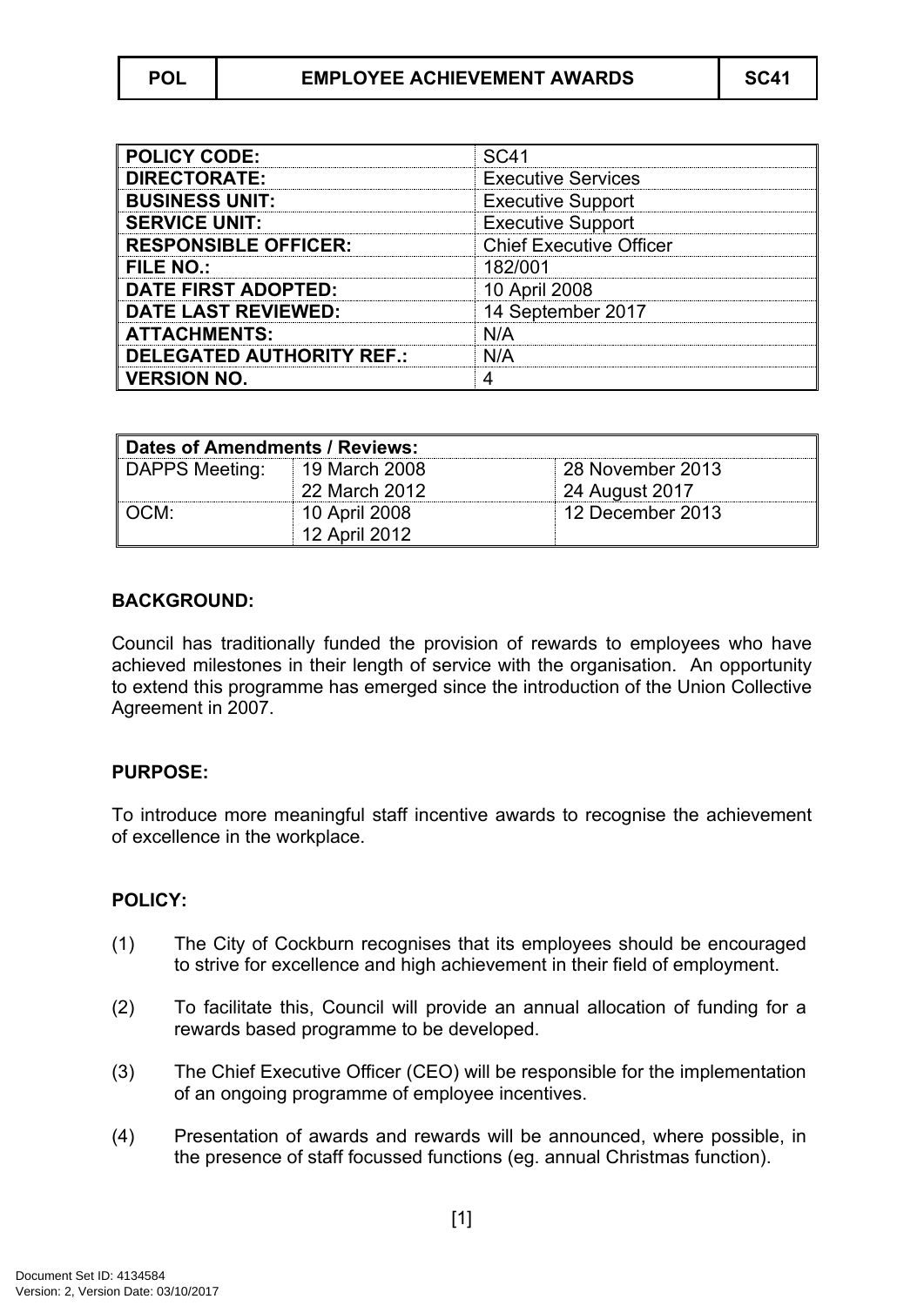| POL | EMPLOYEE ACHIEVEMENT AWARDS | SC41 |
|---|---|---|

| | |
|---|---|
| **POLICY CODE:** | SC41 |
| **DIRECTORATE:** | Executive Services |
| **BUSINESS UNIT:** | Executive Support |
| **SERVICE UNIT:** | Executive Support |
| **RESPONSIBLE OFFICER:** | Chief Executive Officer |
| **FILE NO.:** | 182/001 |
| **DATE FIRST ADOPTED:** | 10 April 2008 |
| **DATE LAST REVIEWED:** | 14 September 2017 |
| **ATTACHMENTS:** | N/A |
| **DELEGATED AUTHORITY REF.:** | N/A |
| **VERSION NO.** | 4 |

| **Dates of Amendments / Reviews:** | | |
|---|---|---|
| DAPPS Meeting: | 19 March 2008<br>22 March 2012 | 28 November 2013<br>24 August 2017 |
| OCM: | 10 April 2008<br>12 April 2012 | 12 December 2013 |

**BACKGROUND:**

Council has traditionally funded the provision of rewards to employees who have achieved milestones in their length of service with the organisation. An opportunity to extend this programme has emerged since the introduction of the Union Collective Agreement in 2007.

**PURPOSE:**

To introduce more meaningful staff incentive awards to recognise the achievement of excellence in the workplace.

**POLICY:**

(1) The City of Cockburn recognises that its employees should be encouraged to strive for excellence and high achievement in their field of employment.

(2) To facilitate this, Council will provide an annual allocation of funding for a rewards based programme to be developed.

(3) The Chief Executive Officer (CEO) will be responsible for the implementation of an ongoing programme of employee incentives.

(4) Presentation of awards and rewards will be announced, where possible, in the presence of staff focussed functions (eg. annual Christmas function).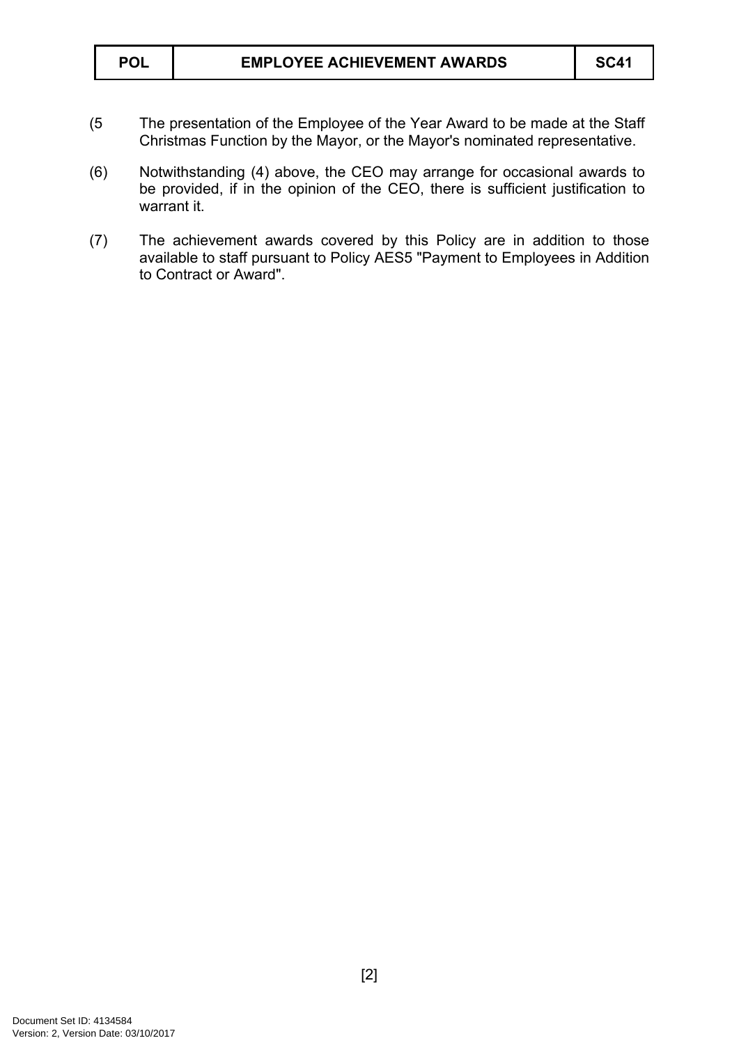(5 The presentation of the Employee of the Year Award to be made at the Staff Christmas Function by the Mayor, or the Mayor's nominated representative.

(6) Notwithstanding (4) above, the CEO may arrange for occasional awards to be provided, if in the opinion of the CEO, there is sufficient justification to warrant it.

(7) The achievement awards covered by this Policy are in addition to those available to staff pursuant to Policy AES5 "Payment to Employees in Addition to Contract or Award".